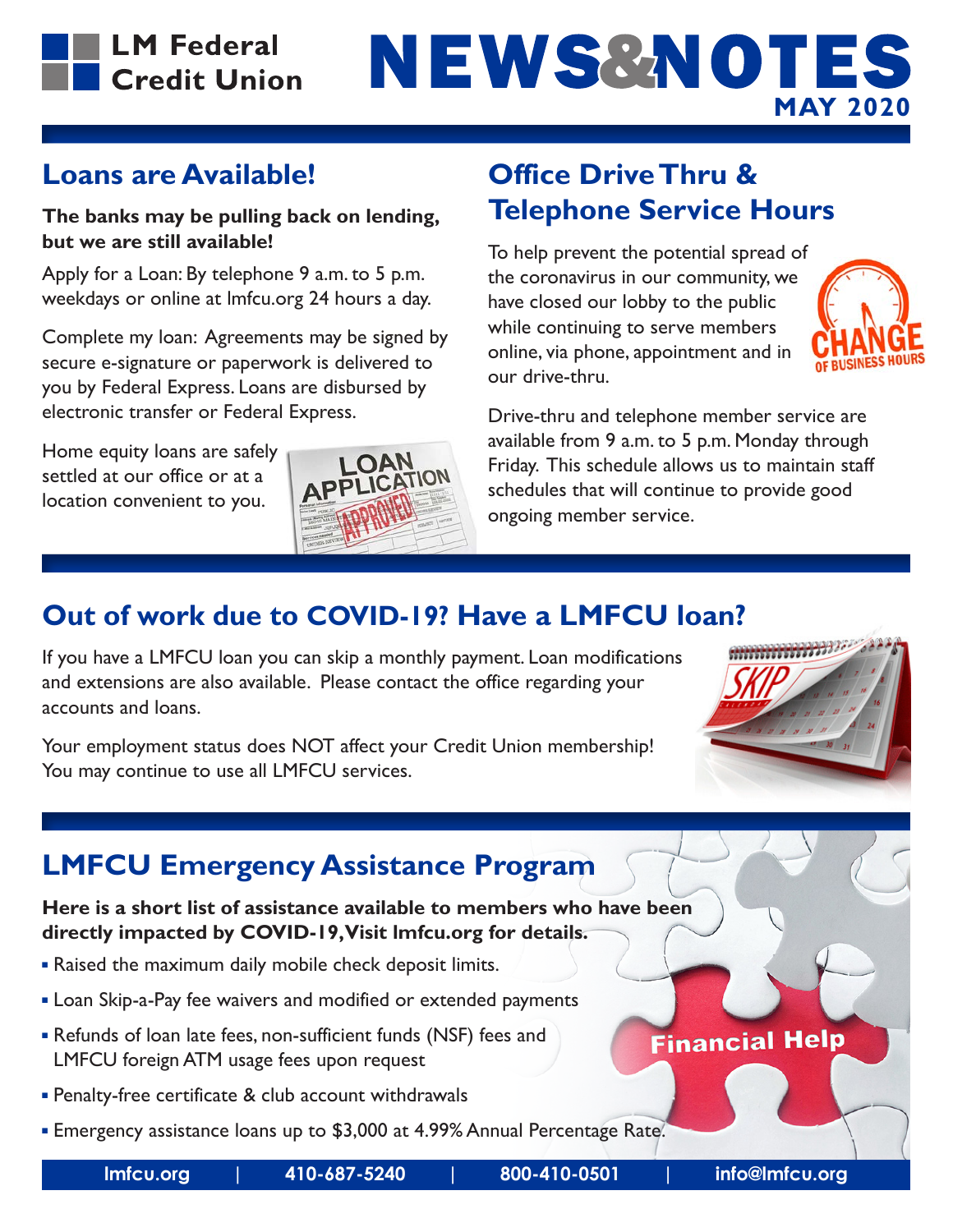LM Federal Credit Union

# NEWS&NOTES

**MAY 2020**

## Loans are Available!

**The banks may be pulling back on lending, but we are still available!**

Apply for a Loan: By telephone 9 a.m. to 5 p.m. weekdays or online at lmfcu.org 24 hours a day.

Complete my loan: Agreements may be signed by secure e-signature or paperwork is delivered to you by Federal Express. Loans are disbursed by electronic transfer or Federal Express.

Home equity loans are safely settled at our office or at a location convenient to you.

## Office Drive Thru & Telephone Service Hours

To help prevent the potential spread of the coronavirus in our community, we have closed our lobby to the public while continuing to serve members online, via phone, appointment and in our drive-thru.

Drive-thru and telephone member service are available from 9 a.m. to 5 p.m. Monday through Friday. This schedule allows us to maintain staff schedules that will continue to provide good ongoing member service.

## Out of work due to COVID-19? Have a LMFCU loan?

If you have a LMFCU loan you can skip a monthly payment. Loan modifications and extensions are also available. Please contact the office regarding your accounts and loans.

Your employment status does NOT affect your Credit Union membership! You may continue to use all LMFCU services.

## LMFCU Emergency Assistance Program

**Here is a short list of assistance available to members who have been directly impacted by COVID-19, Visit lmfcu.org for details.**

- Raised the maximum daily mobile check deposit limits.
- Loan Skip-a-Pay fee waivers and modified or extended payments
- Refunds of loan late fees, non-sufficient funds (NSF) fees and LMFCU foreign ATM usage fees upon request
- Penalty-free certificate & club account withdrawals
- Emergency assistance loans up to $3,000 at 4.99% Annual Percentage Rate.

lmfcu.org | 410-687-5240 | 800-410-0501 | info@lmfcu.org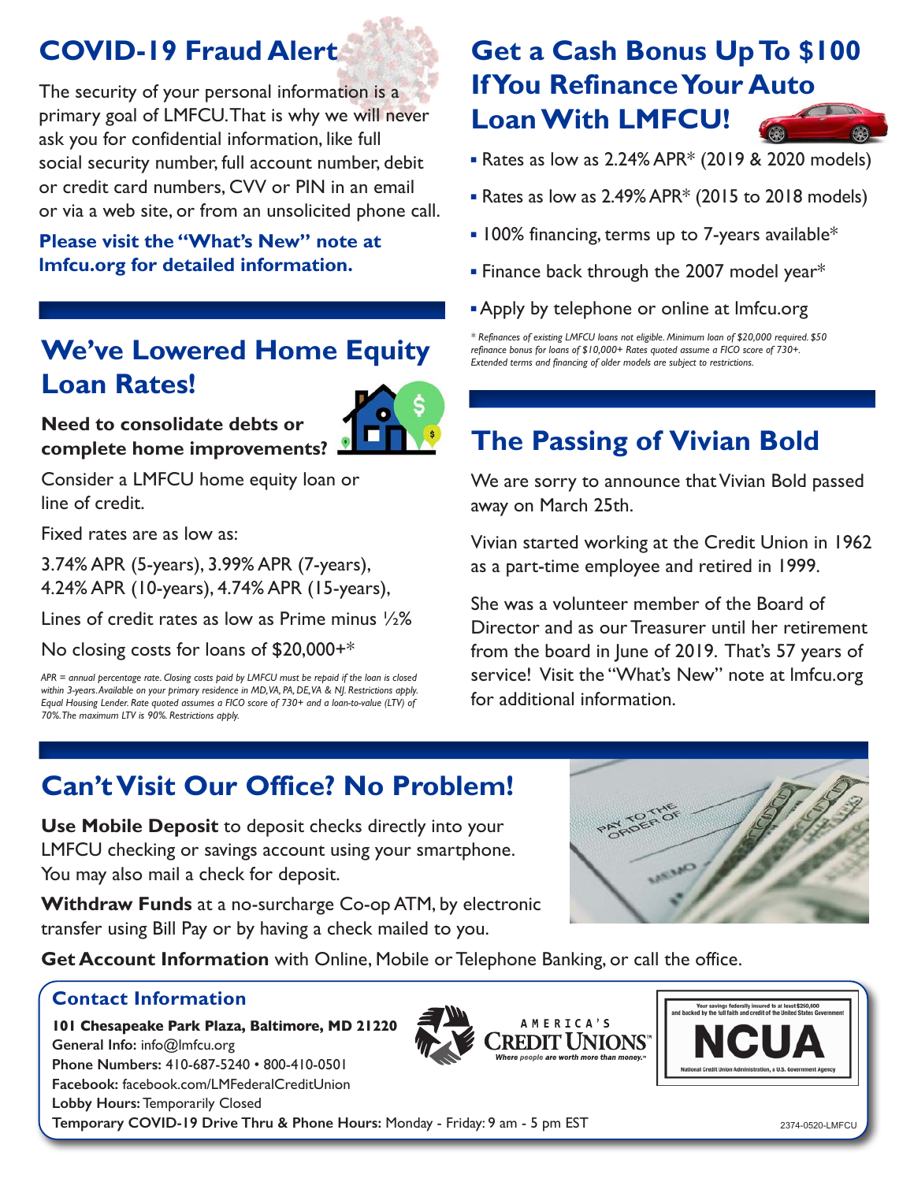## COVID-19 Fraud Alert

The security of your personal information is a primary goal of LMFCU. That is why we will never ask you for confidential information, like full social security number, full account number, debit or credit card numbers, CVV or PIN in an email or via a web site, or from an unsolicited phone call.

**Please visit the "What's New" note at lmfcu.org for detailed information.**

## We've Lowered Home Equity Loan Rates!

**Need to consolidate debts or complete home improvements?**

Consider a LMFCU home equity loan or line of credit.

Fixed rates are as low as:

3.74% APR (5-years), 3.99% APR (7-years), 4.24% APR (10-years), 4.74% APR (15-years),

Lines of credit rates as low as Prime minus ½%

No closing costs for loans of $20,000+*

*APR = annual percentage rate. Closing costs paid by LMFCU must be repaid if the loan is closed within 3-years. Available on your primary residence in MD, VA, PA, DE, VA & NJ. Restrictions apply. Equal Housing Lender. Rate quoted assumes a FICO score of 730+ and a loan-to-value (LTV) of 70%. The maximum LTV is 90%. Restrictions apply.*

## Get a Cash Bonus Up To $100 If You Refinance Your Auto Loan With LMFCU!

- Rates as low as 2.24% APR* (2019 & 2020 models)
- Rates as low as 2.49% APR* (2015 to 2018 models)
- 100% financing, terms up to 7-years available*
- Finance back through the 2007 model year*
- Apply by telephone or online at lmfcu.org

*\* Refinances of existing LMFCU loans not eligible. Minimum loan of $20,000 required. $50 refinance bonus for loans of $10,000+ Rates quoted assume a FICO score of 730+. Extended terms and financing of older models are subject to restrictions.*

## The Passing of Vivian Bold

We are sorry to announce that Vivian Bold passed away on March 25th.

Vivian started working at the Credit Union in 1962 as a part-time employee and retired in 1999.

She was a volunteer member of the Board of Director and as our Treasurer until her retirement from the board in June of 2019. That's 57 years of service! Visit the "What's New" note at lmfcu.org for additional information.

## Can't Visit Our Office? No Problem!

**Use Mobile Deposit** to deposit checks directly into your LMFCU checking or savings account using your smartphone. You may also mail a check for deposit.

**Withdraw Funds** at a no-surcharge Co-op ATM, by electronic transfer using Bill Pay or by having a check mailed to you.

**Get Account Information** with Online, Mobile or Telephone Banking, or call the office.

### Contact Information

**101 Chesapeake Park Plaza, Baltimore, MD 21220**
**General Info:** info@lmfcu.org
**Phone Numbers:** 410-687-5240 • 800-410-0501
**Facebook:** facebook.com/LMFederalCreditUnion
**Lobby Hours:** Temporarily Closed
**Temporary COVID-19 Drive Thru & Phone Hours:** Monday - Friday: 9 am - 5 pm EST

AMERICA'S CREDIT UNIONS™ Where people are worth more than money.™

Your savings federally insured to at least $250,000 and backed by the full faith and credit of the United States Government
NCUA
National Credit Union Administration, a U.S. Government Agency

2374-0520-LMFCU